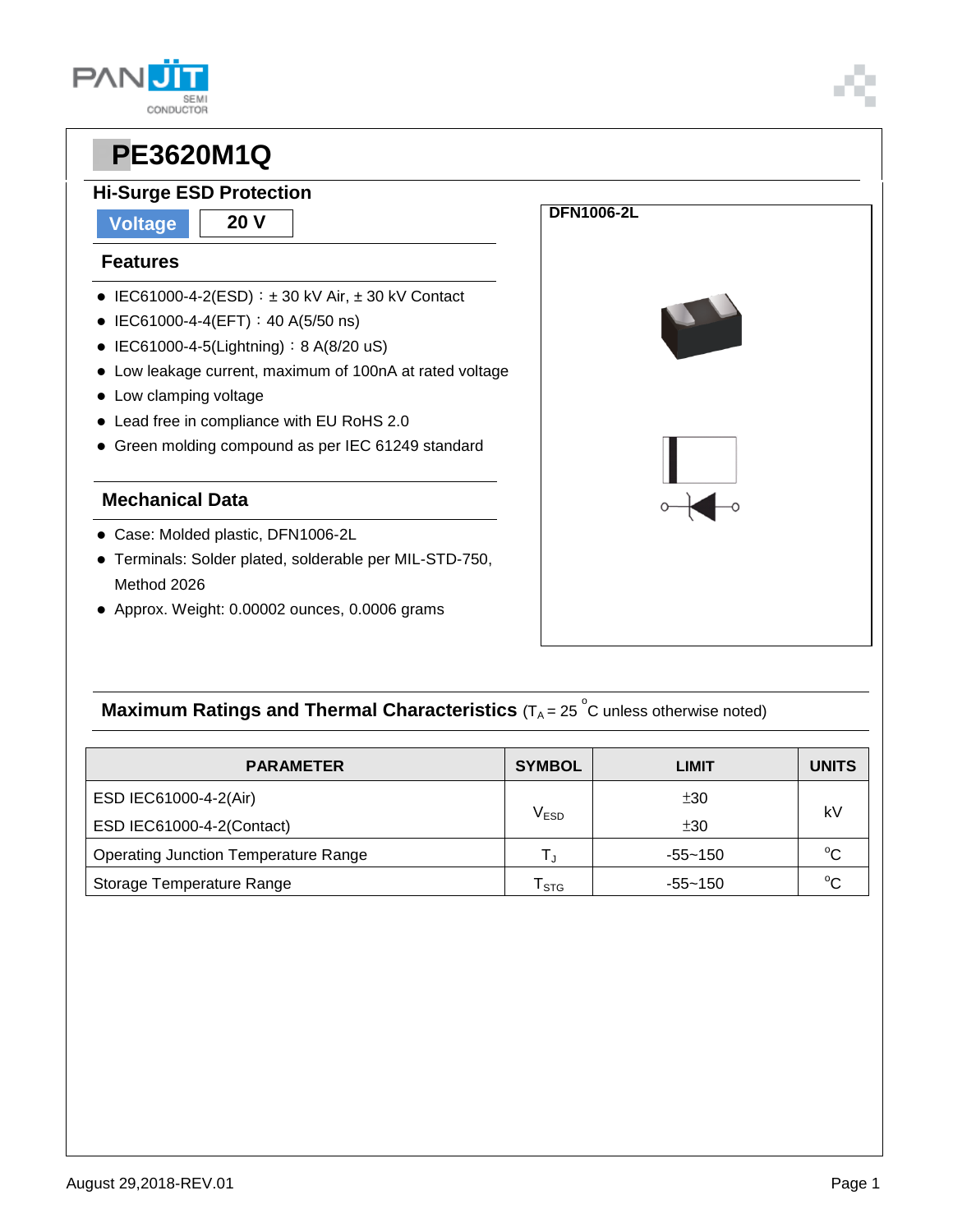# PE3620M1Q

## Hi-Surge ESD Protection

| Voltage | 20 V |
|---|---|

### Features

- IEC61000-4-2(ESD)：± 30 kV Air, ± 30 kV Contact
- IEC61000-4-4(EFT)：40 A(5/50 ns)
- IEC61000-4-5(Lightning)：8 A(8/20 uS)
- Low leakage current, maximum of 100nA at rated voltage
- Low clamping voltage
- Lead free in compliance with EU RoHS 2.0
- Green molding compound as per IEC 61249 standard

### Mechanical Data

- Case: Molded plastic, DFN1006-2L
- Terminals: Solder plated, solderable per MIL-STD-750, Method 2026
- Approx. Weight: 0.00002 ounces, 0.0006 grams

DFN1006-2L

### Maximum Ratings and Thermal Characteristics ($T_A$ = 25 °C unless otherwise noted)

| PARAMETER | SYMBOL | LIMIT | UNITS |
|---|---|---|---|
| ESD IEC61000-4-2(Air) | $V_{ESD}$ | ±30 | kV |
| ESD IEC61000-4-2(Contact) | | ±30 | |
| Operating Junction Temperature Range | $T_J$ | -55~150 | °C |
| Storage Temperature Range | $T_{STG}$ | -55~150 | °C |

August 29,2018-REV.01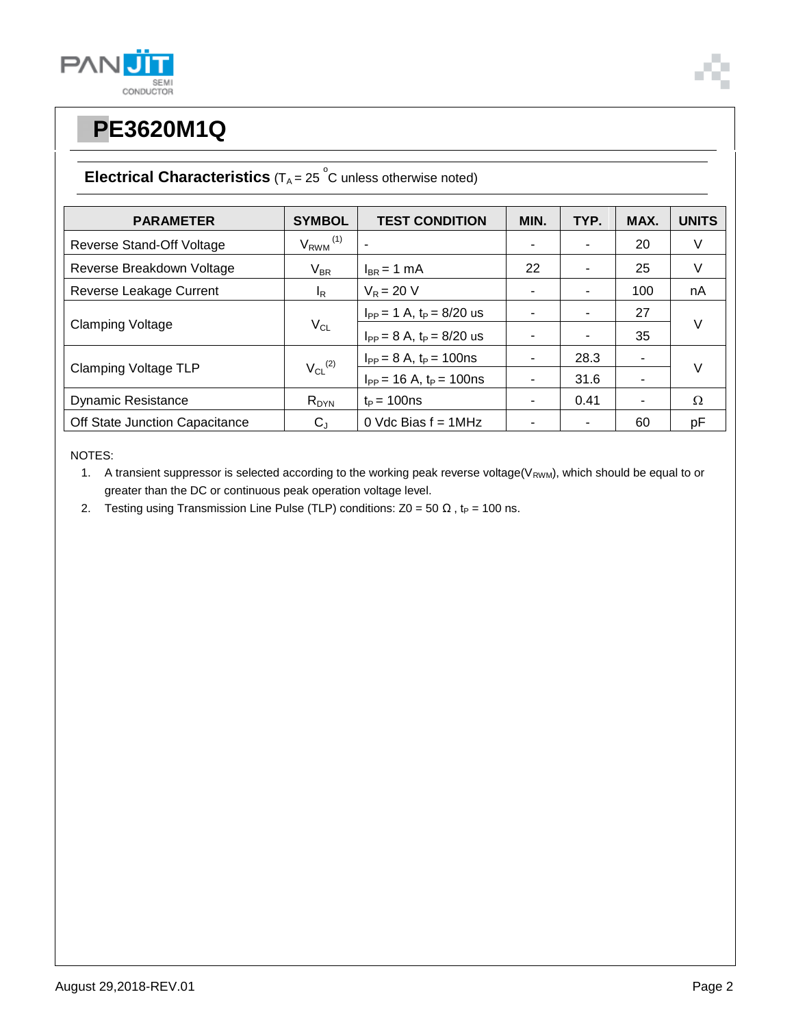# PE3620M1Q

## Electrical Characteristics ($T_A$ = 25 °C unless otherwise noted)

| PARAMETER | SYMBOL | TEST CONDITION | MIN. | TYP. | MAX. | UNITS |
|---|---|---|---|---|---|---|
| Reverse Stand-Off Voltage | $V_{RWM}$ (1) | - | - | - | 20 | V |
| Reverse Breakdown Voltage | $V_{BR}$ | $I_{BR}$ = 1 mA | 22 | - | 25 | V |
| Reverse Leakage Current | $I_R$ | $V_R$ = 20 V | - | - | 100 | nA |
| Clamping Voltage | $V_{CL}$ | $I_{PP}$ = 1 A, $t_P$ = 8/20 us | - | - | 27 | V |
| | | $I_{PP}$ = 8 A, $t_P$ = 8/20 us | - | - | 35 | |
| Clamping Voltage TLP | $V_{CL}$ (2) | $I_{PP}$ = 8 A, $t_P$ = 100ns | - | 28.3 | - | V |
| | | $I_{PP}$ = 16 A, $t_P$ = 100ns | - | 31.6 | - | |
| Dynamic Resistance | $R_{DYN}$ | $t_P$ = 100ns | - | 0.41 | - | Ω |
| Off State Junction Capacitance | $C_J$ | 0 Vdc Bias f = 1MHz | - | - | 60 | pF |

NOTES:

1. A transient suppressor is selected according to the working peak reverse voltage($V_{RWM}$), which should be equal to or greater than the DC or continuous peak operation voltage level.
2. Testing using Transmission Line Pulse (TLP) conditions: Z0 = 50 Ω , $t_P$ = 100 ns.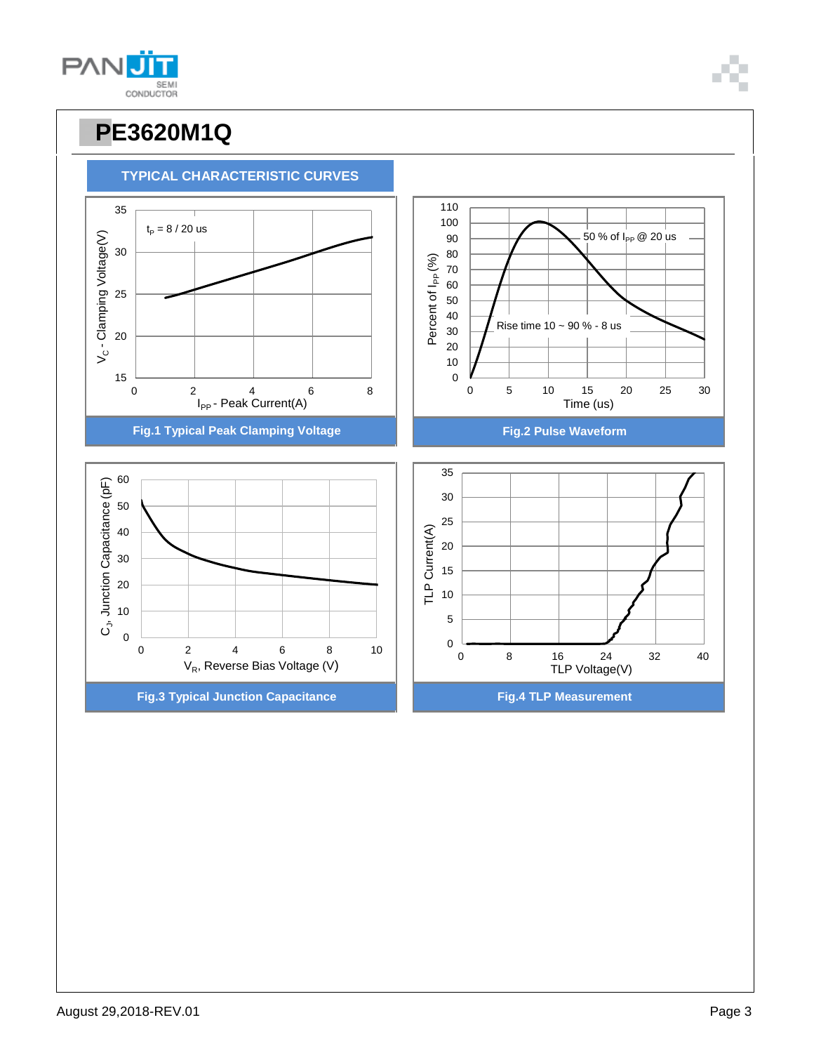# PE3620M1Q

## TYPICAL CHARACTERISTIC CURVES

$t_p$ = 8 / 20 us

$V_C$ - Clamping Voltage(V)

$I_{PP}$ - Peak Current(A)

**Fig.1 Typical Peak Clamping Voltage**

50 % of $I_{PP}$ @ 20 us

Rise time 10 ~ 90 % - 8 us

Percent of $I_{PP}$ (%)

Time (us)

**Fig.2 Pulse Waveform**

$C_J$, Junction Capacitance (pF)

$V_R$, Reverse Bias Voltage (V)

**Fig.3 Typical Junction Capacitance**

TLP Current(A)

TLP Voltage(V)

**Fig.4 TLP Measurement**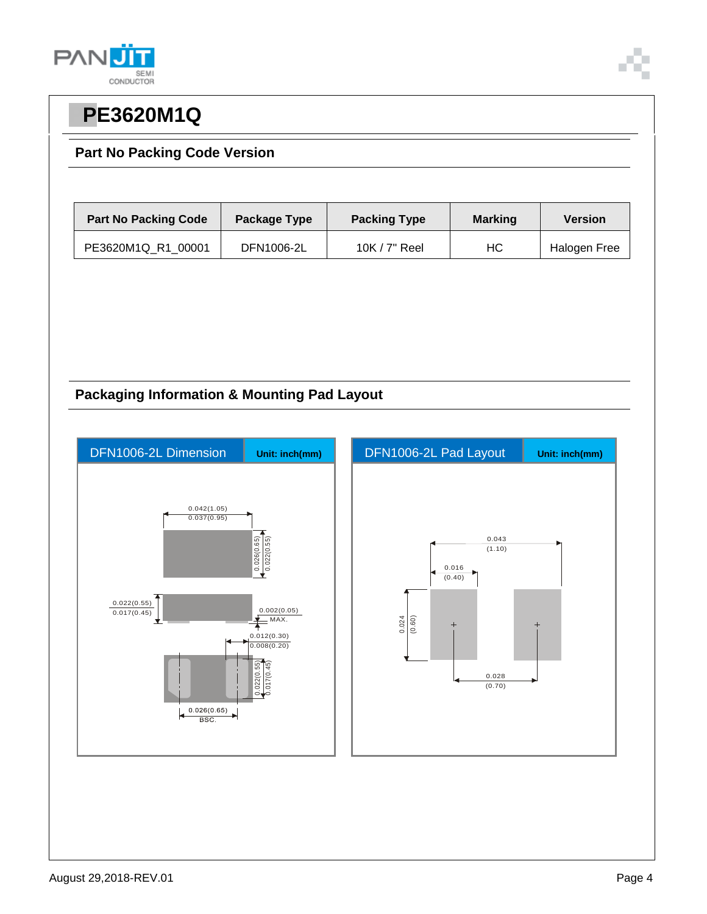# PE3620M1Q

## Part No Packing Code Version

| Part No Packing Code | Package Type | Packing Type | Marking | Version |
|---|---|---|---|---|
| PE3620M1Q_R1_00001 | DFN1006-2L | 10K / 7" Reel | HC | Halogen Free |

## Packaging Information & Mounting Pad Layout

**DFN1006-2L Dimension** — Unit: inch(mm)

0.042(1.05)
0.037(0.95)

0.026(0.65)
0.022(0.55)

0.022(0.55)
0.017(0.45)

0.002(0.05)
MAX.

0.012(0.30)
0.008(0.20)

0.022(0.55)
0.017(0.45)

0.026(0.65)
BSC.

**DFN1006-2L Pad Layout** — Unit: inch(mm)

0.043
(1.10)

0.016
(0.40)

0.024
(0.60)

0.028
(0.70)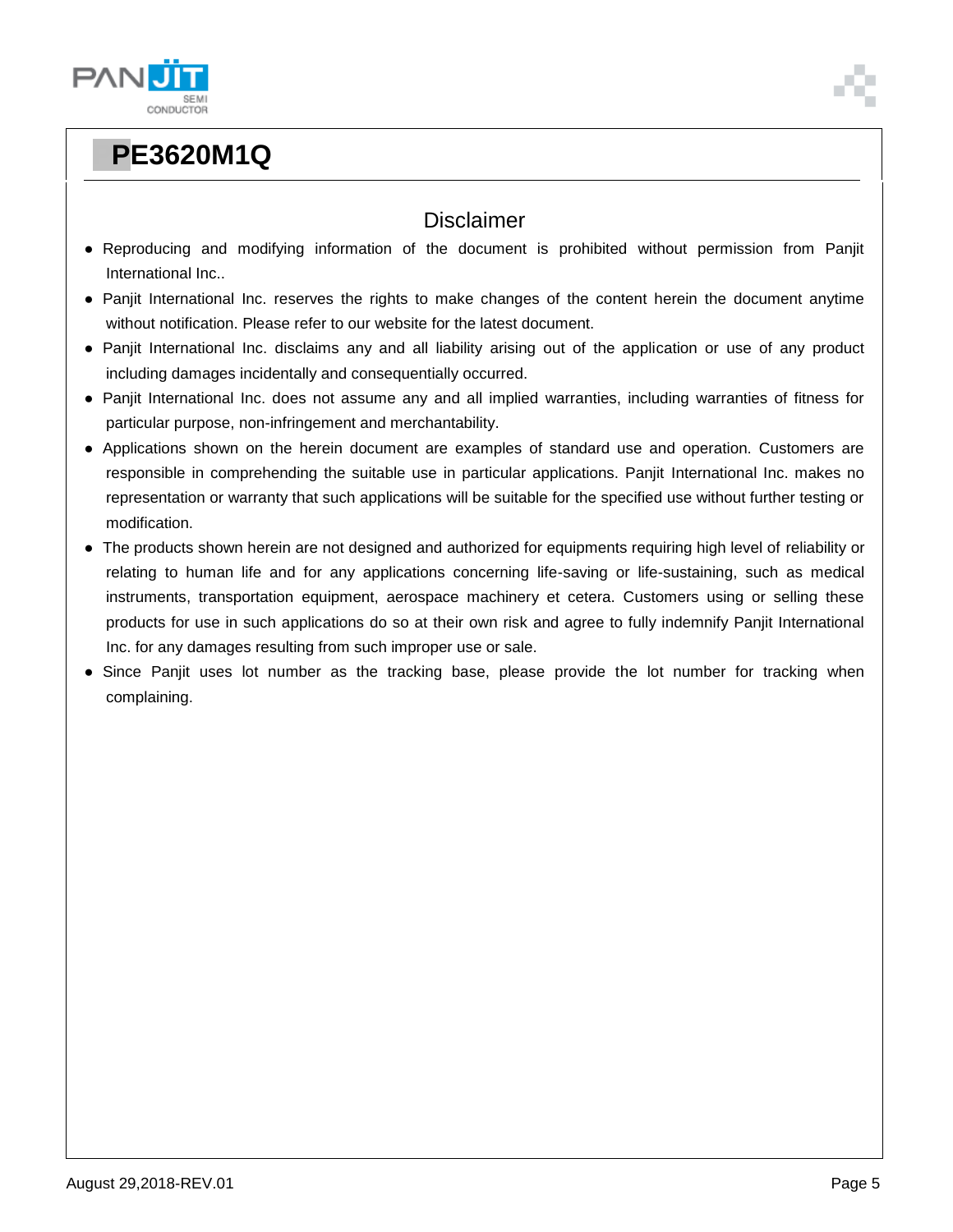# PE3620M1Q

## Disclaimer

- Reproducing and modifying information of the document is prohibited without permission from Panjit International Inc..
- Panjit International Inc. reserves the rights to make changes of the content herein the document anytime without notification. Please refer to our website for the latest document.
- Panjit International Inc. disclaims any and all liability arising out of the application or use of any product including damages incidentally and consequentially occurred.
- Panjit International Inc. does not assume any and all implied warranties, including warranties of fitness for particular purpose, non-infringement and merchantability.
- Applications shown on the herein document are examples of standard use and operation. Customers are responsible in comprehending the suitable use in particular applications. Panjit International Inc. makes no representation or warranty that such applications will be suitable for the specified use without further testing or modification.
- The products shown herein are not designed and authorized for equipments requiring high level of reliability or relating to human life and for any applications concerning life-saving or life-sustaining, such as medical instruments, transportation equipment, aerospace machinery et cetera. Customers using or selling these products for use in such applications do so at their own risk and agree to fully indemnify Panjit International Inc. for any damages resulting from such improper use or sale.
- Since Panjit uses lot number as the tracking base, please provide the lot number for tracking when complaining.

August 29,2018-REV.01